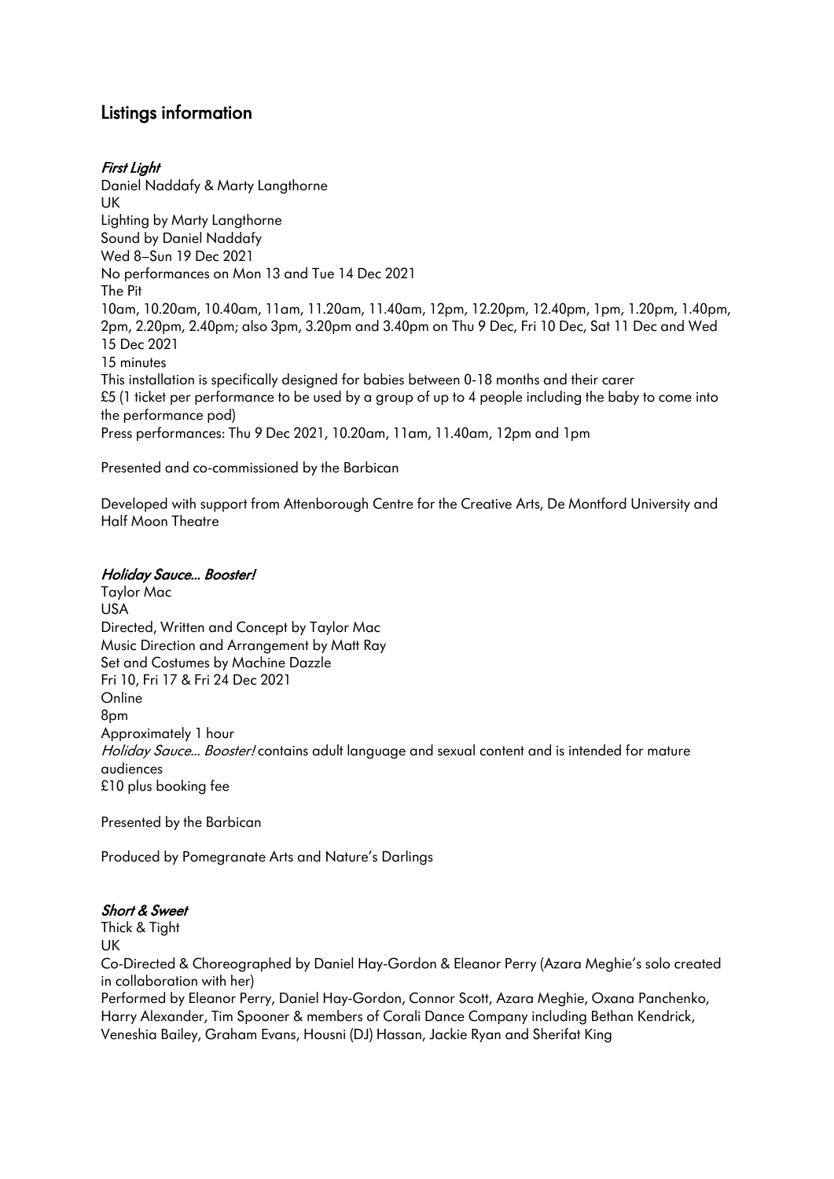## Listings information

### *First Light*

Daniel Naddafy & Marty Langthorne
UK
Lighting by Marty Langthorne
Sound by Daniel Naddafy
Wed 8–Sun 19 Dec 2021
No performances on Mon 13 and Tue 14 Dec 2021
The Pit
10am, 10.20am, 10.40am, 11am, 11.20am, 11.40am, 12pm, 12.20pm, 12.40pm, 1pm, 1.20pm, 1.40pm, 2pm, 2.20pm, 2.40pm; also 3pm, 3.20pm and 3.40pm on Thu 9 Dec, Fri 10 Dec, Sat 11 Dec and Wed 15 Dec 2021
15 minutes
This installation is specifically designed for babies between 0-18 months and their carer
£5 (1 ticket per performance to be used by a group of up to 4 people including the baby to come into the performance pod)
Press performances: Thu 9 Dec 2021, 10.20am, 11am, 11.40am, 12pm and 1pm

Presented and co-commissioned by the Barbican

Developed with support from Attenborough Centre for the Creative Arts, De Montford University and Half Moon Theatre

### *Holiday Sauce… Booster!*

Taylor Mac
USA
Directed, Written and Concept by Taylor Mac
Music Direction and Arrangement by Matt Ray
Set and Costumes by Machine Dazzle
Fri 10, Fri 17 & Fri 24 Dec 2021
Online
8pm
Approximately 1 hour
*Holiday Sauce… Booster!* contains adult language and sexual content and is intended for mature audiences
£10 plus booking fee

Presented by the Barbican

Produced by Pomegranate Arts and Nature's Darlings

### *Short & Sweet*

Thick & Tight
UK
Co-Directed & Choreographed by Daniel Hay-Gordon & Eleanor Perry (Azara Meghie's solo created in collaboration with her)
Performed by Eleanor Perry, Daniel Hay-Gordon, Connor Scott, Azara Meghie, Oxana Panchenko, Harry Alexander, Tim Spooner & members of Corali Dance Company including Bethan Kendrick, Veneshia Bailey, Graham Evans, Housni (DJ) Hassan, Jackie Ryan and Sherifat King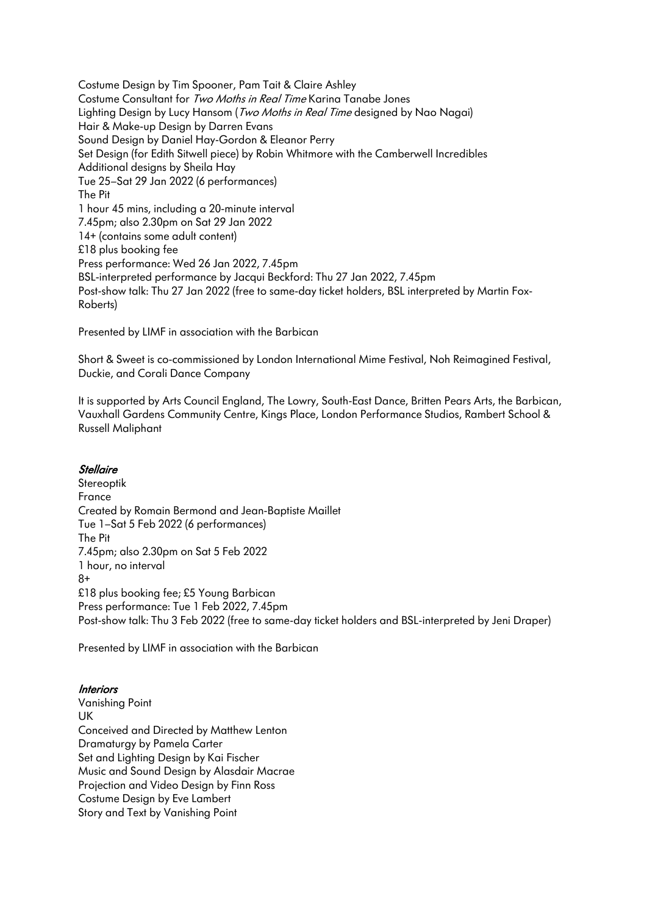Costume Design by Tim Spooner, Pam Tait & Claire Ashley
Costume Consultant for *Two Moths in Real Time* Karina Tanabe Jones
Lighting Design by Lucy Hansom (*Two Moths in Real Time* designed by Nao Nagai)
Hair & Make-up Design by Darren Evans
Sound Design by Daniel Hay-Gordon & Eleanor Perry
Set Design (for Edith Sitwell piece) by Robin Whitmore with the Camberwell Incredibles
Additional designs by Sheila Hay
Tue 25–Sat 29 Jan 2022 (6 performances)
The Pit
1 hour 45 mins, including a 20-minute interval
7.45pm; also 2.30pm on Sat 29 Jan 2022
14+ (contains some adult content)
£18 plus booking fee
Press performance: Wed 26 Jan 2022, 7.45pm
BSL-interpreted performance by Jacqui Beckford: Thu 27 Jan 2022, 7.45pm
Post-show talk: Thu 27 Jan 2022 (free to same-day ticket holders, BSL interpreted by Martin Fox-Roberts)

Presented by LIMF in association with the Barbican

Short & Sweet is co-commissioned by London International Mime Festival, Noh Reimagined Festival, Duckie, and Corali Dance Company

It is supported by Arts Council England, The Lowry, South-East Dance, Britten Pears Arts, the Barbican, Vauxhall Gardens Community Centre, Kings Place, London Performance Studios, Rambert School & Russell Maliphant

### *Stellaire*

Stereoptik
France
Created by Romain Bermond and Jean-Baptiste Maillet
Tue 1–Sat 5 Feb 2022 (6 performances)
The Pit
7.45pm; also 2.30pm on Sat 5 Feb 2022
1 hour, no interval
8+
£18 plus booking fee; £5 Young Barbican
Press performance: Tue 1 Feb 2022, 7.45pm
Post-show talk: Thu 3 Feb 2022 (free to same-day ticket holders and BSL-interpreted by Jeni Draper)

Presented by LIMF in association with the Barbican

### *Interiors*

Vanishing Point
UK
Conceived and Directed by Matthew Lenton
Dramaturgy by Pamela Carter
Set and Lighting Design by Kai Fischer
Music and Sound Design by Alasdair Macrae
Projection and Video Design by Finn Ross
Costume Design by Eve Lambert
Story and Text by Vanishing Point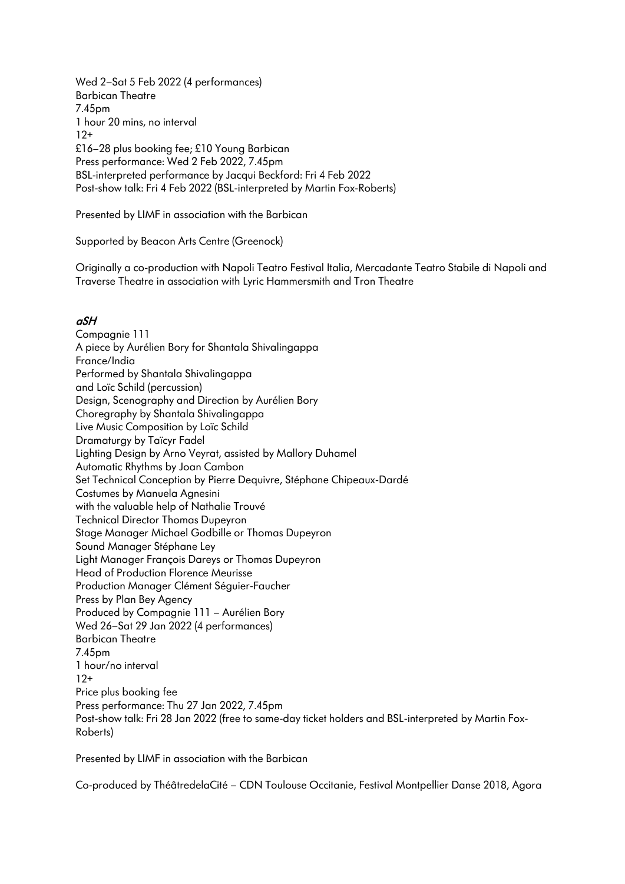Wed 2–Sat 5 Feb 2022 (4 performances)
Barbican Theatre
7.45pm
1 hour 20 mins, no interval
12+
£16–28 plus booking fee; £10 Young Barbican
Press performance: Wed 2 Feb 2022, 7.45pm
BSL-interpreted performance by Jacqui Beckford: Fri 4 Feb 2022
Post-show talk: Fri 4 Feb 2022 (BSL-interpreted by Martin Fox-Roberts)

Presented by LIMF in association with the Barbican

Supported by Beacon Arts Centre (Greenock)

Originally a co-production with Napoli Teatro Festival Italia, Mercadante Teatro Stabile di Napoli and Traverse Theatre in association with Lyric Hammersmith and Tron Theatre

### *aSH*

Compagnie 111
A piece by Aurélien Bory for Shantala Shivalingappa
France/India
Performed by Shantala Shivalingappa
and Loïc Schild (percussion)
Design, Scenography and Direction by Aurélien Bory
Choregraphy by Shantala Shivalingappa
Live Music Composition by Loïc Schild
Dramaturgy by Taïcyr Fadel
Lighting Design by Arno Veyrat, assisted by Mallory Duhamel
Automatic Rhythms by Joan Cambon
Set Technical Conception by Pierre Dequivre, Stéphane Chipeaux-Dardé
Costumes by Manuela Agnesini
with the valuable help of Nathalie Trouvé
Technical Director Thomas Dupeyron
Stage Manager Michael Godbille or Thomas Dupeyron
Sound Manager Stéphane Ley
Light Manager François Dareys or Thomas Dupeyron
Head of Production Florence Meurisse
Production Manager Clément Séguier-Faucher
Press by Plan Bey Agency
Produced by Compagnie 111 – Aurélien Bory
Wed 26–Sat 29 Jan 2022 (4 performances)
Barbican Theatre
7.45pm
1 hour/no interval
12+
Price plus booking fee
Press performance: Thu 27 Jan 2022, 7.45pm
Post-show talk: Fri 28 Jan 2022 (free to same-day ticket holders and BSL-interpreted by Martin Fox-Roberts)

Presented by LIMF in association with the Barbican

Co-produced by ThéâtredelaCité – CDN Toulouse Occitanie, Festival Montpellier Danse 2018, Agora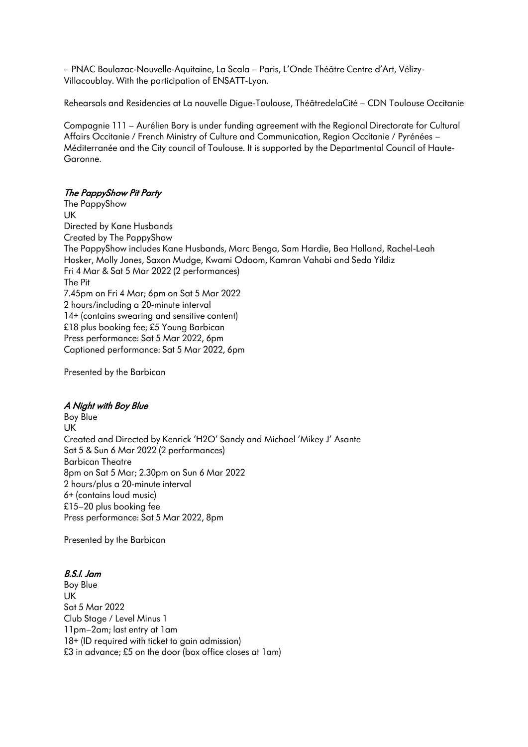– PNAC Boulazac-Nouvelle-Aquitaine, La Scala – Paris, L'Onde Théâtre Centre d'Art, Vélizy-Villacoublay. With the participation of ENSATT-Lyon.

Rehearsals and Residencies at La nouvelle Digue-Toulouse, ThéâtredelaCité – CDN Toulouse Occitanie

Compagnie 111 – Aurélien Bory is under funding agreement with the Regional Directorate for Cultural Affairs Occitanie / French Ministry of Culture and Communication, Region Occitanie / Pyrénées – Méditerranée and the City council of Toulouse. It is supported by the Departmental Council of Haute-Garonne.

### *The PappyShow Pit Party*

The PappyShow
UK
Directed by Kane Husbands
Created by The PappyShow
The PappyShow includes Kane Husbands, Marc Benga, Sam Hardie, Bea Holland, Rachel-Leah Hosker, Molly Jones, Saxon Mudge, Kwami Odoom, Kamran Vahabi and Seda Yildiz
Fri 4 Mar & Sat 5 Mar 2022 (2 performances)
The Pit
7.45pm on Fri 4 Mar; 6pm on Sat 5 Mar 2022
2 hours/including a 20-minute interval
14+ (contains swearing and sensitive content)
£18 plus booking fee; £5 Young Barbican
Press performance: Sat 5 Mar 2022, 6pm
Captioned performance: Sat 5 Mar 2022, 6pm

Presented by the Barbican

### *A Night with Boy Blue*

Boy Blue
UK
Created and Directed by Kenrick 'H2O' Sandy and Michael 'Mikey J' Asante
Sat 5 & Sun 6 Mar 2022 (2 performances)
Barbican Theatre
8pm on Sat 5 Mar; 2.30pm on Sun 6 Mar 2022
2 hours/plus a 20-minute interval
6+ (contains loud music)
£15–20 plus booking fee
Press performance: Sat 5 Mar 2022, 8pm

Presented by the Barbican

### *B.S.I. Jam*

Boy Blue
UK
Sat 5 Mar 2022
Club Stage / Level Minus 1
11pm–2am; last entry at 1am
18+ (ID required with ticket to gain admission)
£3 in advance; £5 on the door (box office closes at 1am)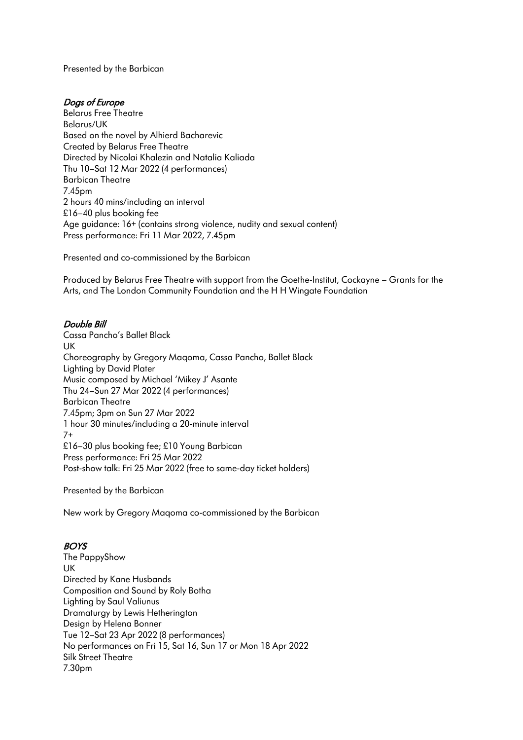Presented by the Barbican

### *Dogs of Europe*

Belarus Free Theatre
Belarus/UK
Based on the novel by Alhierd Bacharevic
Created by Belarus Free Theatre
Directed by Nicolai Khalezin and Natalia Kaliada
Thu 10–Sat 12 Mar 2022 (4 performances)
Barbican Theatre
7.45pm
2 hours 40 mins/including an interval
£16–40 plus booking fee
Age guidance: 16+ (contains strong violence, nudity and sexual content)
Press performance: Fri 11 Mar 2022, 7.45pm

Presented and co-commissioned by the Barbican

Produced by Belarus Free Theatre with support from the Goethe-Institut, Cockayne – Grants for the Arts, and The London Community Foundation and the H H Wingate Foundation

### *Double Bill*

Cassa Pancho's Ballet Black
UK
Choreography by Gregory Maqoma, Cassa Pancho, Ballet Black
Lighting by David Plater
Music composed by Michael 'Mikey J' Asante
Thu 24–Sun 27 Mar 2022 (4 performances)
Barbican Theatre
7.45pm; 3pm on Sun 27 Mar 2022
1 hour 30 minutes/including a 20-minute interval
7+
£16–30 plus booking fee; £10 Young Barbican
Press performance: Fri 25 Mar 2022
Post-show talk: Fri 25 Mar 2022 (free to same-day ticket holders)

Presented by the Barbican

New work by Gregory Maqoma co-commissioned by the Barbican

### *BOYS*

The PappyShow
UK
Directed by Kane Husbands
Composition and Sound by Roly Botha
Lighting by Saul Valiunus
Dramaturgy by Lewis Hetherington
Design by Helena Bonner
Tue 12–Sat 23 Apr 2022 (8 performances)
No performances on Fri 15, Sat 16, Sun 17 or Mon 18 Apr 2022
Silk Street Theatre
7.30pm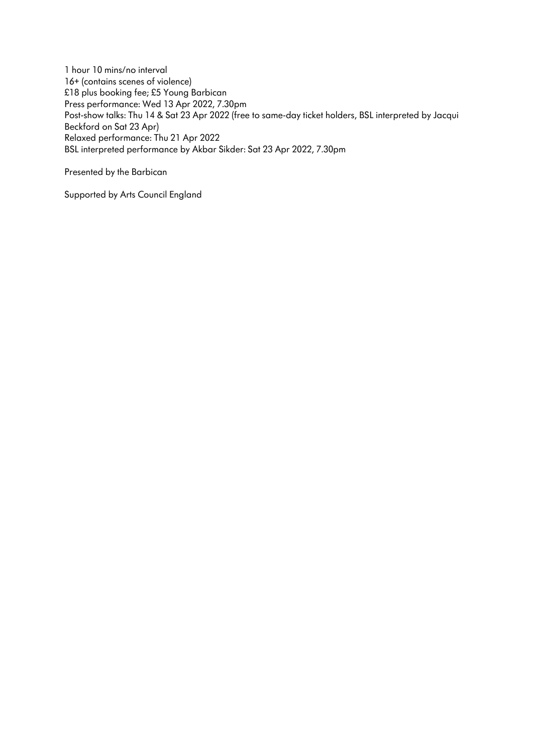1 hour 10 mins/no interval
16+ (contains scenes of violence)
£18 plus booking fee; £5 Young Barbican
Press performance: Wed 13 Apr 2022, 7.30pm
Post-show talks: Thu 14 & Sat 23 Apr 2022 (free to same-day ticket holders, BSL interpreted by Jacqui Beckford on Sat 23 Apr)
Relaxed performance: Thu 21 Apr 2022
BSL interpreted performance by Akbar Sikder: Sat 23 Apr 2022, 7.30pm

Presented by the Barbican

Supported by Arts Council England